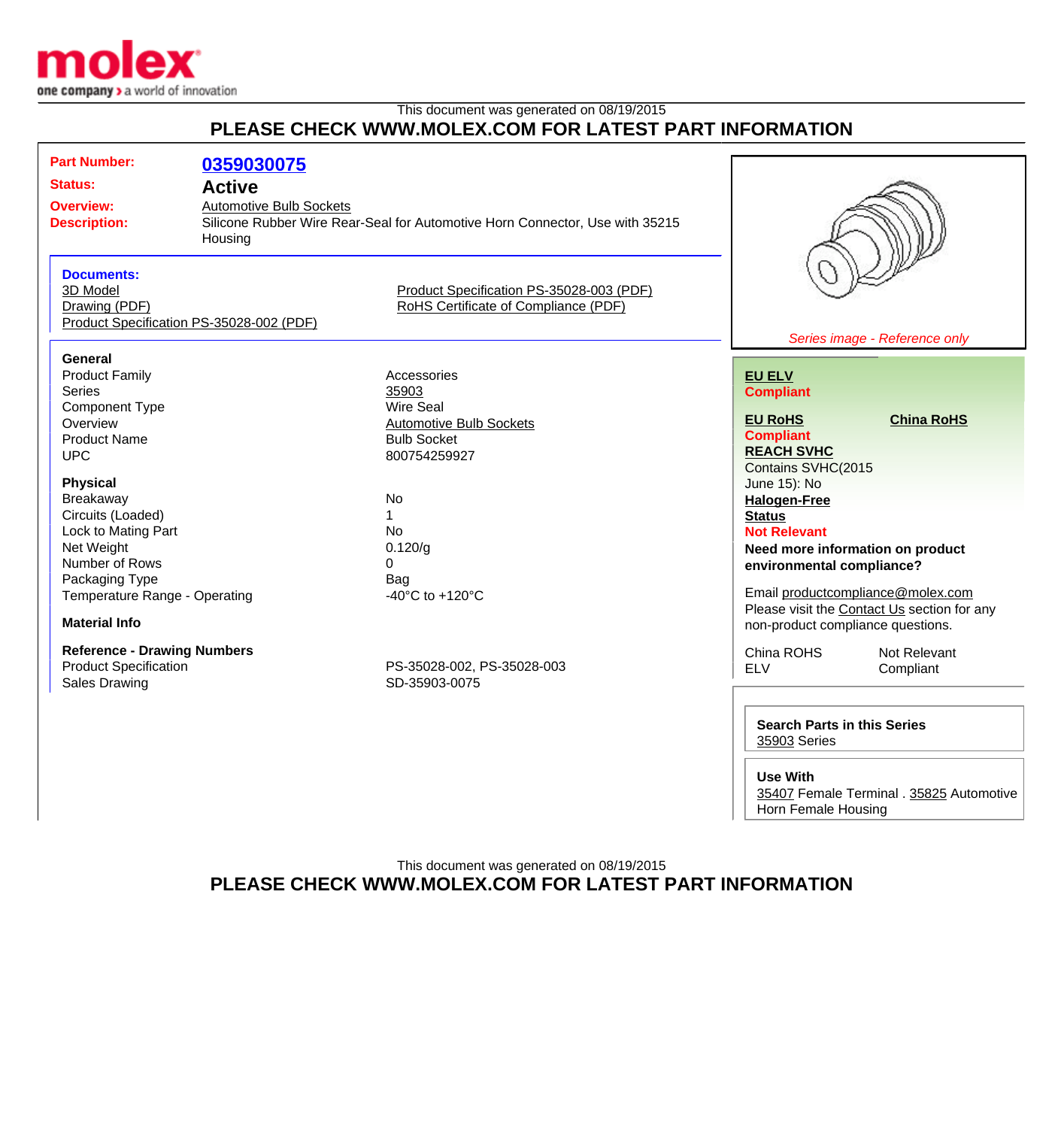This document was generated on 08/19/2015

**PLEASE CHECK WWW.MOLEX.COM FOR LATEST PART INFORMATION**

| | |
|---|---|
| **Part Number:** | **0359030075** |
| **Status:** | **Active** |
| **Overview:** | Automotive Bulb Sockets |
| **Description:** | Silicone Rubber Wire Rear-Seal for Automotive Horn Connector, Use with 35215 Housing |

**Documents:**

- 3D Model
- Drawing (PDF)
- Product Specification PS-35028-002 (PDF)
- Product Specification PS-35028-003 (PDF)
- RoHS Certificate of Compliance (PDF)

*Series image - Reference only*

**General**

| | |
|---|---|
| Product Family | Accessories |
| Series | 35903 |
| Component Type | Wire Seal |
| Overview | Automotive Bulb Sockets |
| Product Name | Bulb Socket |
| UPC | 800754259927 |

**Physical**

| | |
|---|---|
| Breakaway | No |
| Circuits (Loaded) | 1 |
| Lock to Mating Part | No |
| Net Weight | 0.120/g |
| Number of Rows | 0 |
| Packaging Type | Bag |
| Temperature Range - Operating | -40°C to +120°C |

**Material Info**

**Reference - Drawing Numbers**

| | |
|---|---|
| Product Specification | PS-35028-002, PS-35028-003 |
| Sales Drawing | SD-35903-0075 |

**EU ELV**
**Compliant**

**EU RoHS** **China RoHS**
**Compliant**

**REACH SVHC**
Contains SVHC(2015 June 15): No

**Halogen-Free Status**
**Not Relevant**

**Need more information on product environmental compliance?**

Email productcompliance@molex.com
Please visit the Contact Us section for any non-product compliance questions.

| | |
|---|---|
| China ROHS | Not Relevant |
| ELV | Compliant |

**Search Parts in this Series**
35903 Series

**Use With**
35407 Female Terminal . 35825 Automotive Horn Female Housing

This document was generated on 08/19/2015

**PLEASE CHECK WWW.MOLEX.COM FOR LATEST PART INFORMATION**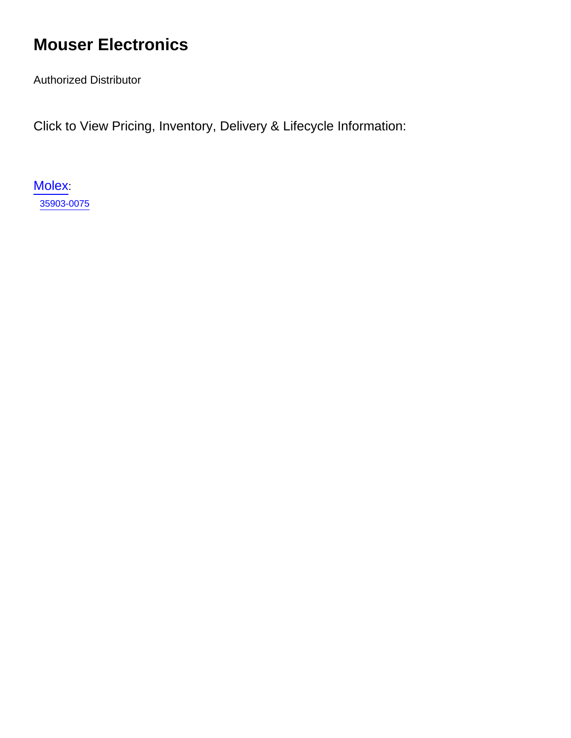# Mouser Electronics

Authorized Distributor

Click to View Pricing, Inventory, Delivery & Lifecycle Information:

Molex:

35903-0075